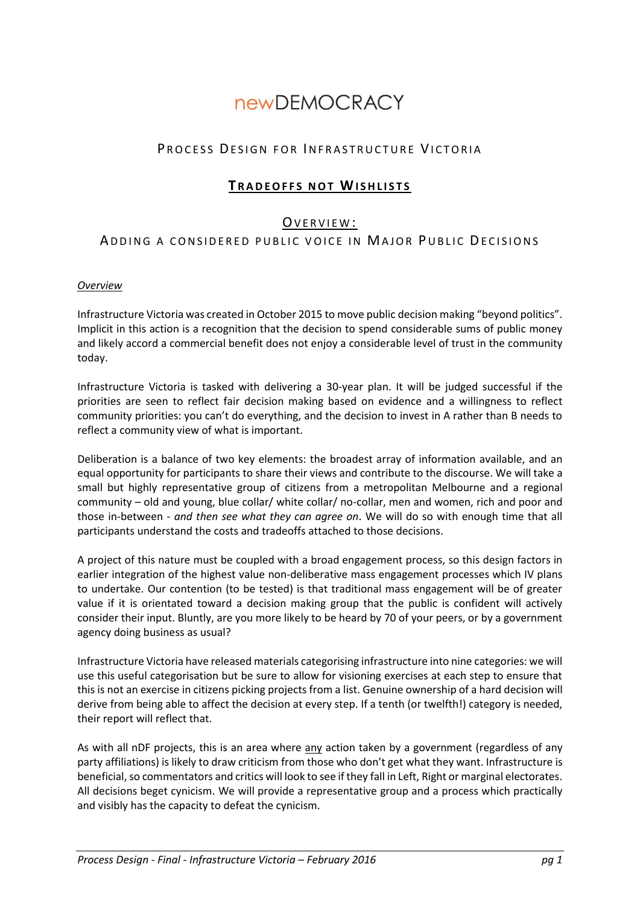# newDEMOCRACY

## PROCESS DESIGN FOR INFRASTRUCTURE VICTORIA

## TRADEOFFS NOT WISHLISTS

## OVERVIEW:
## ADDING A CONSIDERED PUBLIC VOICE IN MAJOR PUBLIC DECISIONS

*Overview*

Infrastructure Victoria was created in October 2015 to move public decision making "beyond politics". Implicit in this action is a recognition that the decision to spend considerable sums of public money and likely accord a commercial benefit does not enjoy a considerable level of trust in the community today.

Infrastructure Victoria is tasked with delivering a 30-year plan. It will be judged successful if the priorities are seen to reflect fair decision making based on evidence and a willingness to reflect community priorities: you can't do everything, and the decision to invest in A rather than B needs to reflect a community view of what is important.

Deliberation is a balance of two key elements: the broadest array of information available, and an equal opportunity for participants to share their views and contribute to the discourse. We will take a small but highly representative group of citizens from a metropolitan Melbourne and a regional community – old and young, blue collar/ white collar/ no-collar, men and women, rich and poor and those in-between - *and then see what they can agree on*. We will do so with enough time that all participants understand the costs and tradeoffs attached to those decisions.

A project of this nature must be coupled with a broad engagement process, so this design factors in earlier integration of the highest value non-deliberative mass engagement processes which IV plans to undertake. Our contention (to be tested) is that traditional mass engagement will be of greater value if it is orientated toward a decision making group that the public is confident will actively consider their input. Bluntly, are you more likely to be heard by 70 of your peers, or by a government agency doing business as usual?

Infrastructure Victoria have released materials categorising infrastructure into nine categories: we will use this useful categorisation but be sure to allow for visioning exercises at each step to ensure that this is not an exercise in citizens picking projects from a list. Genuine ownership of a hard decision will derive from being able to affect the decision at every step. If a tenth (or twelfth!) category is needed, their report will reflect that.

As with all nDF projects, this is an area where <u>any</u> action taken by a government (regardless of any party affiliations) is likely to draw criticism from those who don't get what they want. Infrastructure is beneficial, so commentators and critics will look to see if they fall in Left, Right or marginal electorates. All decisions beget cynicism. We will provide a representative group and a process which practically and visibly has the capacity to defeat the cynicism.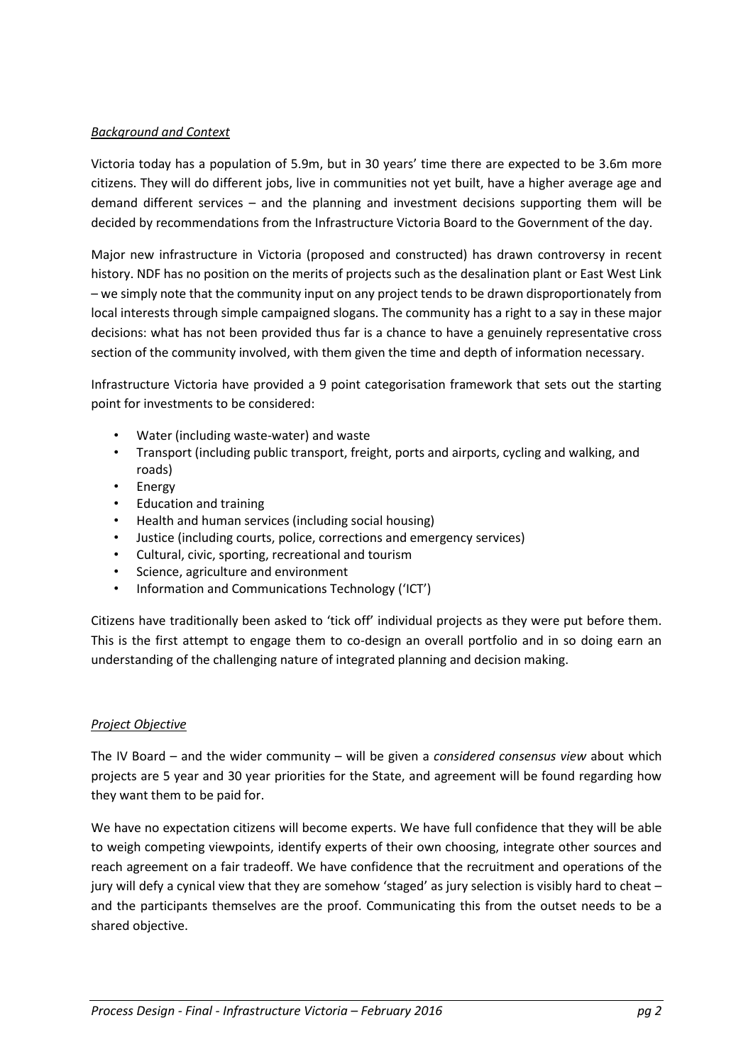*Background and Context*

Victoria today has a population of 5.9m, but in 30 years' time there are expected to be 3.6m more citizens. They will do different jobs, live in communities not yet built, have a higher average age and demand different services – and the planning and investment decisions supporting them will be decided by recommendations from the Infrastructure Victoria Board to the Government of the day.

Major new infrastructure in Victoria (proposed and constructed) has drawn controversy in recent history. NDF has no position on the merits of projects such as the desalination plant or East West Link – we simply note that the community input on any project tends to be drawn disproportionately from local interests through simple campaigned slogans. The community has a right to a say in these major decisions: what has not been provided thus far is a chance to have a genuinely representative cross section of the community involved, with them given the time and depth of information necessary.

Infrastructure Victoria have provided a 9 point categorisation framework that sets out the starting point for investments to be considered:

- Water (including waste-water) and waste
- Transport (including public transport, freight, ports and airports, cycling and walking, and roads)
- Energy
- Education and training
- Health and human services (including social housing)
- Justice (including courts, police, corrections and emergency services)
- Cultural, civic, sporting, recreational and tourism
- Science, agriculture and environment
- Information and Communications Technology ('ICT')

Citizens have traditionally been asked to 'tick off' individual projects as they were put before them. This is the first attempt to engage them to co-design an overall portfolio and in so doing earn an understanding of the challenging nature of integrated planning and decision making.

*Project Objective*

The IV Board – and the wider community – will be given a *considered consensus view* about which projects are 5 year and 30 year priorities for the State, and agreement will be found regarding how they want them to be paid for.

We have no expectation citizens will become experts. We have full confidence that they will be able to weigh competing viewpoints, identify experts of their own choosing, integrate other sources and reach agreement on a fair tradeoff. We have confidence that the recruitment and operations of the jury will defy a cynical view that they are somehow 'staged' as jury selection is visibly hard to cheat – and the participants themselves are the proof. Communicating this from the outset needs to be a shared objective.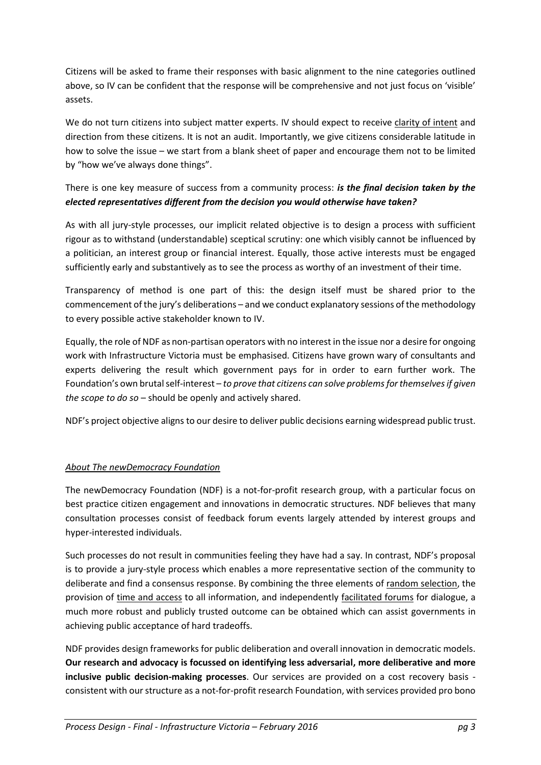Citizens will be asked to frame their responses with basic alignment to the nine categories outlined above, so IV can be confident that the response will be comprehensive and not just focus on 'visible' assets.

We do not turn citizens into subject matter experts. IV should expect to receive clarity of intent and direction from these citizens. It is not an audit. Importantly, we give citizens considerable latitude in how to solve the issue – we start from a blank sheet of paper and encourage them not to be limited by "how we've always done things".

There is one key measure of success from a community process: ***is the final decision taken by the elected representatives different from the decision you would otherwise have taken?***

As with all jury-style processes, our implicit related objective is to design a process with sufficient rigour as to withstand (understandable) sceptical scrutiny: one which visibly cannot be influenced by a politician, an interest group or financial interest. Equally, those active interests must be engaged sufficiently early and substantively as to see the process as worthy of an investment of their time.

Transparency of method is one part of this: the design itself must be shared prior to the commencement of the jury's deliberations – and we conduct explanatory sessions of the methodology to every possible active stakeholder known to IV.

Equally, the role of NDF as non-partisan operators with no interest in the issue nor a desire for ongoing work with Infrastructure Victoria must be emphasised. Citizens have grown wary of consultants and experts delivering the result which government pays for in order to earn further work. The Foundation's own brutal self-interest – *to prove that citizens can solve problems for themselves if given the scope to do so* – should be openly and actively shared.

NDF's project objective aligns to our desire to deliver public decisions earning widespread public trust.

## *About The newDemocracy Foundation*

The newDemocracy Foundation (NDF) is a not-for-profit research group, with a particular focus on best practice citizen engagement and innovations in democratic structures. NDF believes that many consultation processes consist of feedback forum events largely attended by interest groups and hyper-interested individuals.

Such processes do not result in communities feeling they have had a say. In contrast, NDF's proposal is to provide a jury-style process which enables a more representative section of the community to deliberate and find a consensus response. By combining the three elements of random selection, the provision of time and access to all information, and independently facilitated forums for dialogue, a much more robust and publicly trusted outcome can be obtained which can assist governments in achieving public acceptance of hard tradeoffs.

NDF provides design frameworks for public deliberation and overall innovation in democratic models. **Our research and advocacy is focussed on identifying less adversarial, more deliberative and more inclusive public decision-making processes**. Our services are provided on a cost recovery basis - consistent with our structure as a not-for-profit research Foundation, with services provided pro bono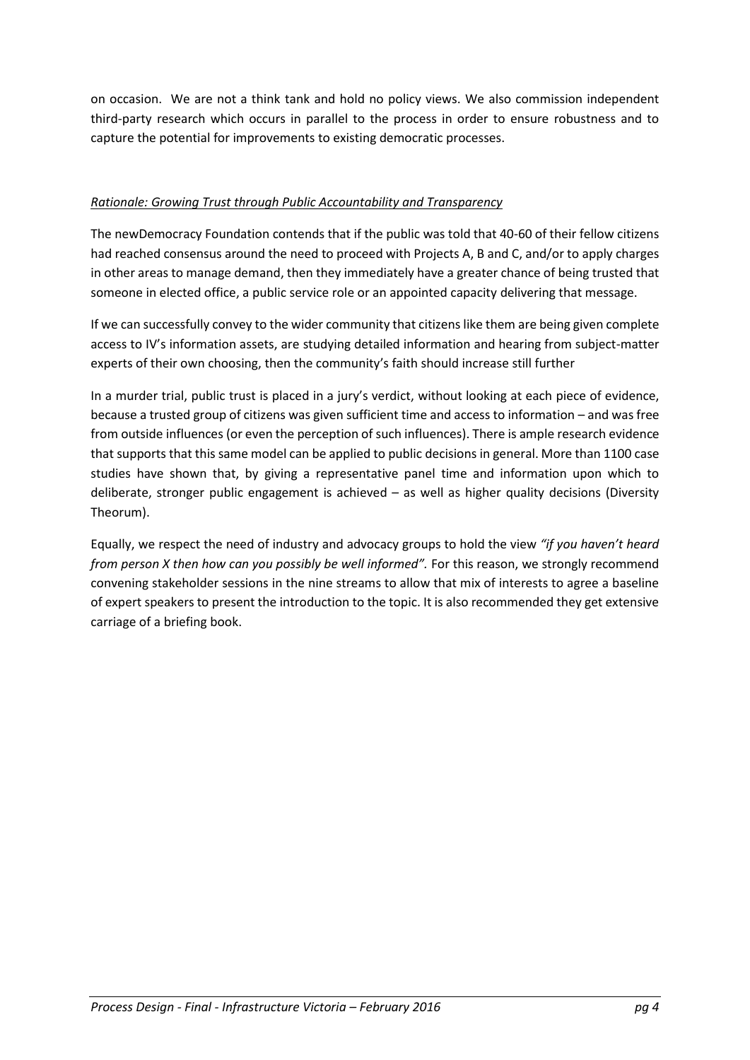on occasion. We are not a think tank and hold no policy views. We also commission independent third-party research which occurs in parallel to the process in order to ensure robustness and to capture the potential for improvements to existing democratic processes.

*Rationale: Growing Trust through Public Accountability and Transparency*

The newDemocracy Foundation contends that if the public was told that 40-60 of their fellow citizens had reached consensus around the need to proceed with Projects A, B and C, and/or to apply charges in other areas to manage demand, then they immediately have a greater chance of being trusted that someone in elected office, a public service role or an appointed capacity delivering that message.

If we can successfully convey to the wider community that citizens like them are being given complete access to IV's information assets, are studying detailed information and hearing from subject-matter experts of their own choosing, then the community's faith should increase still further

In a murder trial, public trust is placed in a jury's verdict, without looking at each piece of evidence, because a trusted group of citizens was given sufficient time and access to information – and was free from outside influences (or even the perception of such influences). There is ample research evidence that supports that this same model can be applied to public decisions in general. More than 1100 case studies have shown that, by giving a representative panel time and information upon which to deliberate, stronger public engagement is achieved – as well as higher quality decisions (Diversity Theorum).

Equally, we respect the need of industry and advocacy groups to hold the view *"if you haven't heard from person X then how can you possibly be well informed".* For this reason, we strongly recommend convening stakeholder sessions in the nine streams to allow that mix of interests to agree a baseline of expert speakers to present the introduction to the topic. It is also recommended they get extensive carriage of a briefing book.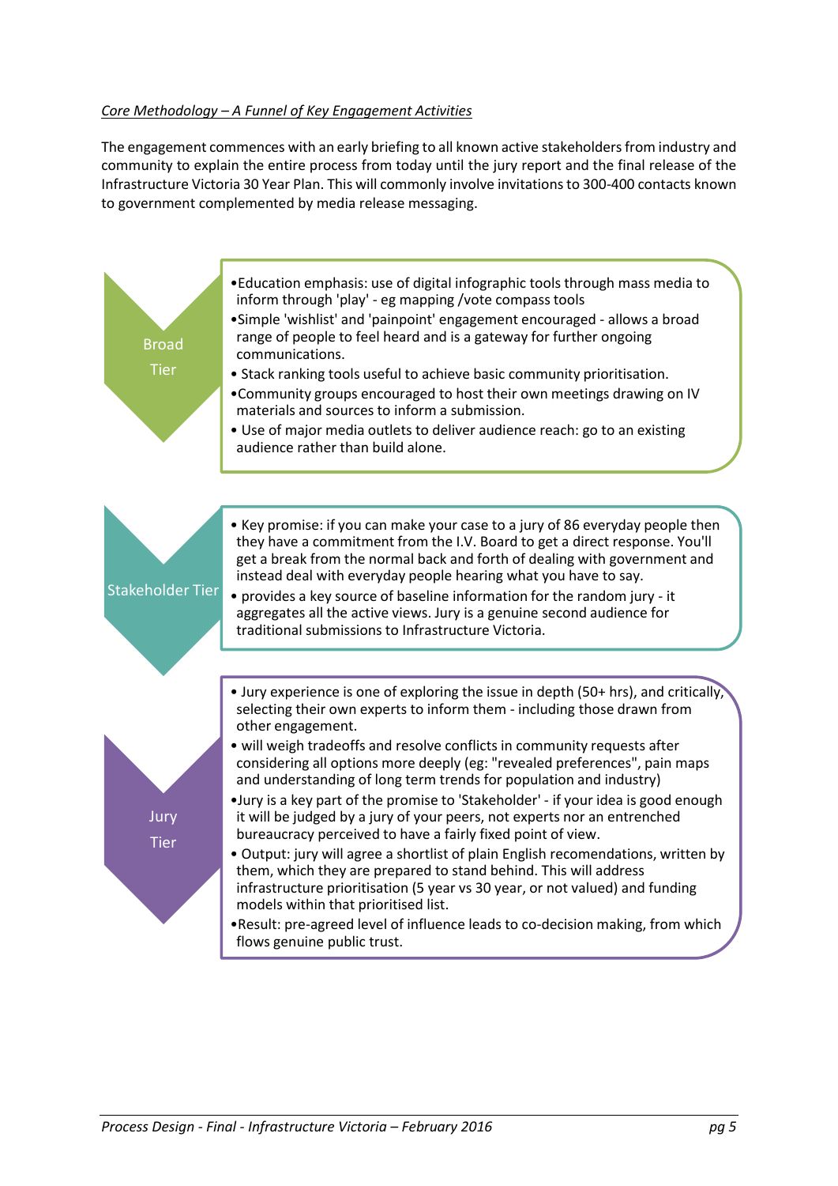*Core Methodology – A Funnel of Key Engagement Activities*

The engagement commences with an early briefing to all known active stakeholders from industry and community to explain the entire process from today until the jury report and the final release of the Infrastructure Victoria 30 Year Plan. This will commonly involve invitations to 300-400 contacts known to government complemented by media release messaging.

**Broad Tier**

- Education emphasis: use of digital infographic tools through mass media to inform through 'play' - eg mapping /vote compass tools
- Simple 'wishlist' and 'painpoint' engagement encouraged - allows a broad range of people to feel heard and is a gateway for further ongoing communications.
- Stack ranking tools useful to achieve basic community prioritisation.
- Community groups encouraged to host their own meetings drawing on IV materials and sources to inform a submission.
- Use of major media outlets to deliver audience reach: go to an existing audience rather than build alone.

**Stakeholder Tier**

- Key promise: if you can make your case to a jury of 86 everyday people then they have a commitment from the I.V. Board to get a direct response. You'll get a break from the normal back and forth of dealing with government and instead deal with everyday people hearing what you have to say.
- provides a key source of baseline information for the random jury - it aggregates all the active views. Jury is a genuine second audience for traditional submissions to Infrastructure Victoria.

**Jury Tier**

- Jury experience is one of exploring the issue in depth (50+ hrs), and critically, selecting their own experts to inform them - including those drawn from other engagement.
- will weigh tradeoffs and resolve conflicts in community requests after considering all options more deeply (eg: "revealed preferences", pain maps and understanding of long term trends for population and industry)
- Jury is a key part of the promise to 'Stakeholder' - if your idea is good enough it will be judged by a jury of your peers, not experts nor an entrenched bureaucracy perceived to have a fairly fixed point of view.
- Output: jury will agree a shortlist of plain English recomendations, written by them, which they are prepared to stand behind. This will address infrastructure prioritisation (5 year vs 30 year, or not valued) and funding models within that prioritised list.
- Result: pre-agreed level of influence leads to co-decision making, from which flows genuine public trust.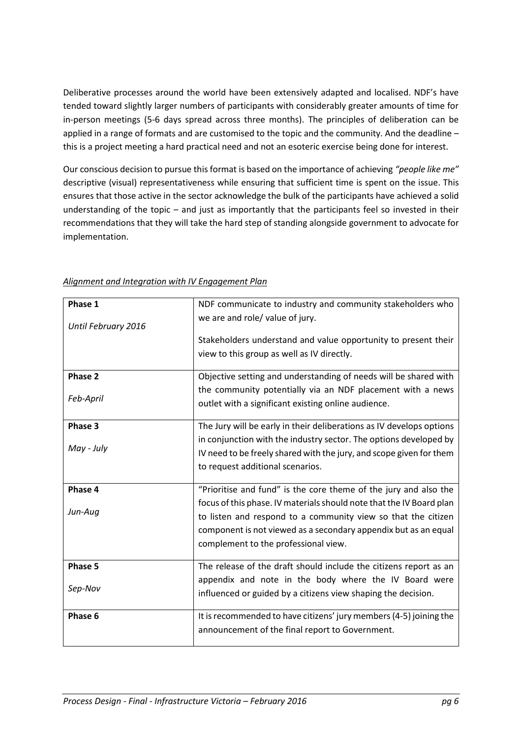Deliberative processes around the world have been extensively adapted and localised. NDF's have tended toward slightly larger numbers of participants with considerably greater amounts of time for in-person meetings (5-6 days spread across three months). The principles of deliberation can be applied in a range of formats and are customised to the topic and the community. And the deadline – this is a project meeting a hard practical need and not an esoteric exercise being done for interest.

Our conscious decision to pursue this format is based on the importance of achieving *"people like me"* descriptive (visual) representativeness while ensuring that sufficient time is spent on the issue. This ensures that those active in the sector acknowledge the bulk of the participants have achieved a solid understanding of the topic – and just as importantly that the participants feel so invested in their recommendations that they will take the hard step of standing alongside government to advocate for implementation.

*Alignment and Integration with IV Engagement Plan*

| Phase | Description |
|---|---|
| **Phase 1**<br>*Until February 2016* | NDF communicate to industry and community stakeholders who we are and role/ value of jury.<br>Stakeholders understand and value opportunity to present their view to this group as well as IV directly. |
| **Phase 2**<br>*Feb-April* | Objective setting and understanding of needs will be shared with the community potentially via an NDF placement with a news outlet with a significant existing online audience. |
| **Phase 3**<br>*May - July* | The Jury will be early in their deliberations as IV develops options in conjunction with the industry sector. The options developed by IV need to be freely shared with the jury, and scope given for them to request additional scenarios. |
| **Phase 4**<br>*Jun-Aug* | "Prioritise and fund" is the core theme of the jury and also the focus of this phase. IV materials should note that the IV Board plan to listen and respond to a community view so that the citizen component is not viewed as a secondary appendix but as an equal complement to the professional view. |
| **Phase 5**<br>*Sep-Nov* | The release of the draft should include the citizens report as an appendix and note in the body where the IV Board were influenced or guided by a citizens view shaping the decision. |
| **Phase 6** | It is recommended to have citizens' jury members (4-5) joining the announcement of the final report to Government. |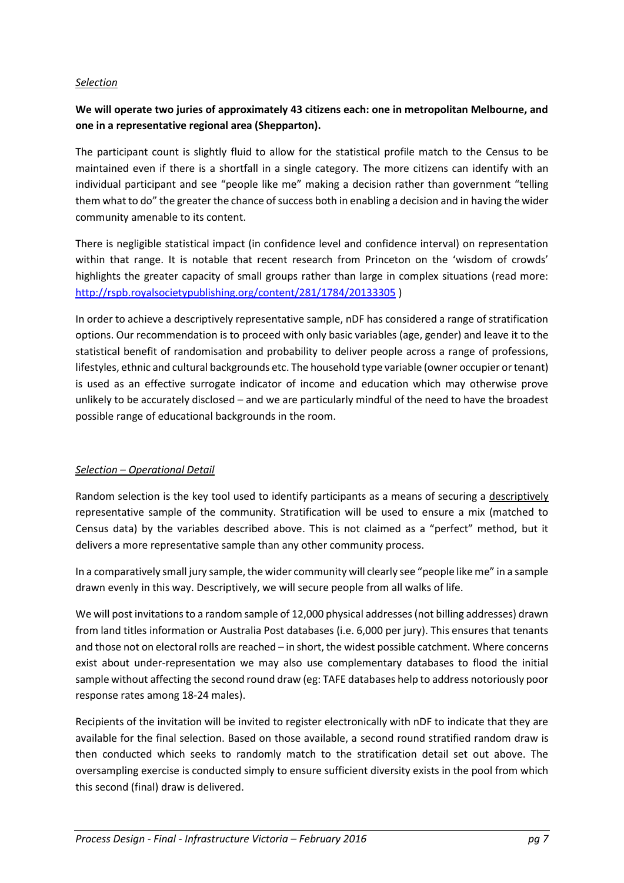*Selection*

**We will operate two juries of approximately 43 citizens each: one in metropolitan Melbourne, and one in a representative regional area (Shepparton).**

The participant count is slightly fluid to allow for the statistical profile match to the Census to be maintained even if there is a shortfall in a single category. The more citizens can identify with an individual participant and see "people like me" making a decision rather than government "telling them what to do" the greater the chance of success both in enabling a decision and in having the wider community amenable to its content.

There is negligible statistical impact (in confidence level and confidence interval) on representation within that range. It is notable that recent research from Princeton on the 'wisdom of crowds' highlights the greater capacity of small groups rather than large in complex situations (read more: [http://rspb.royalsocietypublishing.org/content/281/1784/20133305](http://rspb.royalsocietypublishing.org/content/281/1784/20133305) )

In order to achieve a descriptively representative sample, nDF has considered a range of stratification options. Our recommendation is to proceed with only basic variables (age, gender) and leave it to the statistical benefit of randomisation and probability to deliver people across a range of professions, lifestyles, ethnic and cultural backgrounds etc. The household type variable (owner occupier or tenant) is used as an effective surrogate indicator of income and education which may otherwise prove unlikely to be accurately disclosed – and we are particularly mindful of the need to have the broadest possible range of educational backgrounds in the room.

*Selection – Operational Detail*

Random selection is the key tool used to identify participants as a means of securing a descriptively representative sample of the community. Stratification will be used to ensure a mix (matched to Census data) by the variables described above. This is not claimed as a "perfect" method, but it delivers a more representative sample than any other community process.

In a comparatively small jury sample, the wider community will clearly see "people like me" in a sample drawn evenly in this way. Descriptively, we will secure people from all walks of life.

We will post invitations to a random sample of 12,000 physical addresses (not billing addresses) drawn from land titles information or Australia Post databases (i.e. 6,000 per jury). This ensures that tenants and those not on electoral rolls are reached – in short, the widest possible catchment. Where concerns exist about under-representation we may also use complementary databases to flood the initial sample without affecting the second round draw (eg: TAFE databases help to address notoriously poor response rates among 18-24 males).

Recipients of the invitation will be invited to register electronically with nDF to indicate that they are available for the final selection. Based on those available, a second round stratified random draw is then conducted which seeks to randomly match to the stratification detail set out above. The oversampling exercise is conducted simply to ensure sufficient diversity exists in the pool from which this second (final) draw is delivered.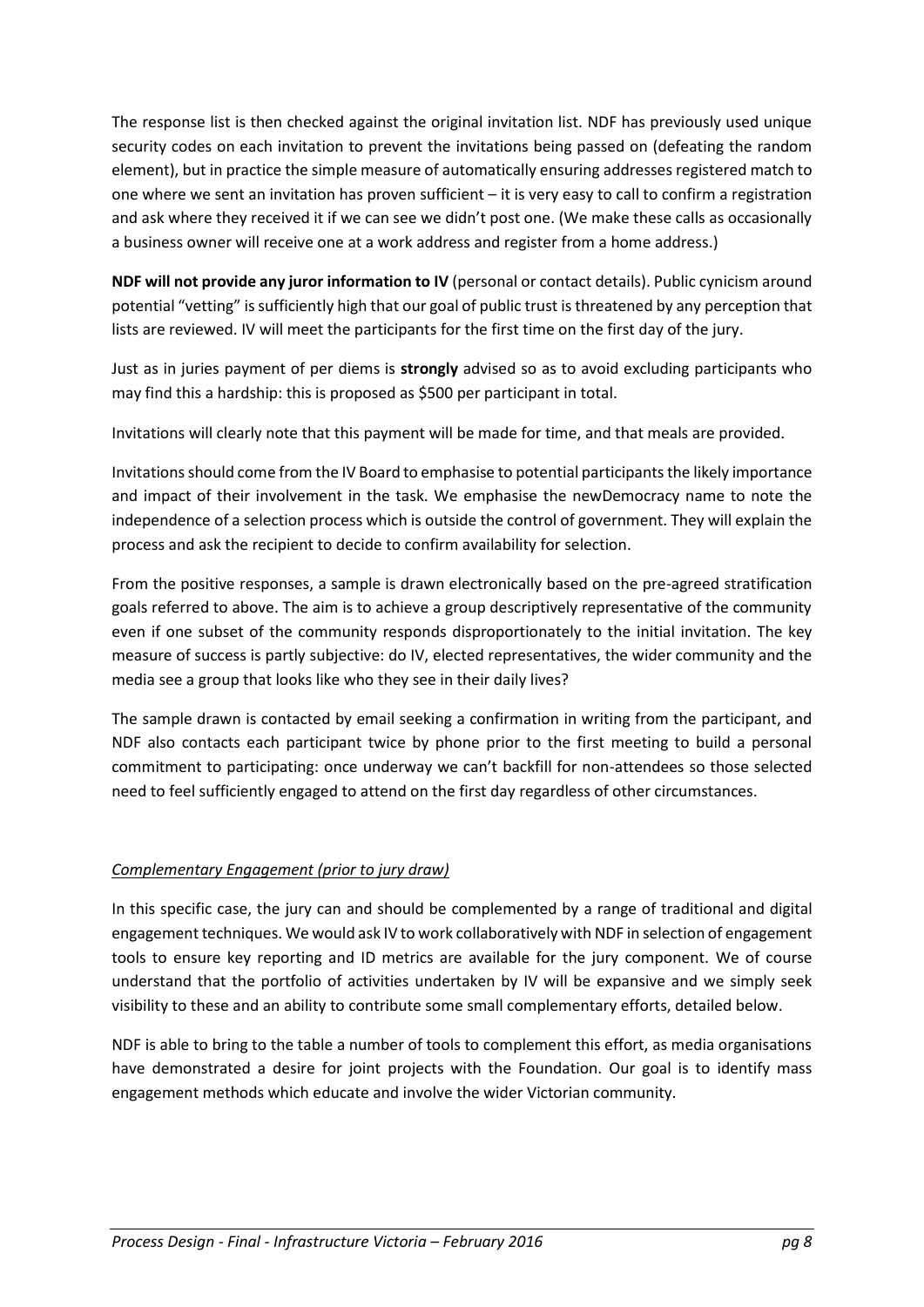The response list is then checked against the original invitation list. NDF has previously used unique security codes on each invitation to prevent the invitations being passed on (defeating the random element), but in practice the simple measure of automatically ensuring addresses registered match to one where we sent an invitation has proven sufficient – it is very easy to call to confirm a registration and ask where they received it if we can see we didn't post one. (We make these calls as occasionally a business owner will receive one at a work address and register from a home address.)

**NDF will not provide any juror information to IV** (personal or contact details). Public cynicism around potential "vetting" is sufficiently high that our goal of public trust is threatened by any perception that lists are reviewed. IV will meet the participants for the first time on the first day of the jury.

Just as in juries payment of per diems is **strongly** advised so as to avoid excluding participants who may find this a hardship: this is proposed as $500 per participant in total.

Invitations will clearly note that this payment will be made for time, and that meals are provided.

Invitations should come from the IV Board to emphasise to potential participants the likely importance and impact of their involvement in the task. We emphasise the newDemocracy name to note the independence of a selection process which is outside the control of government. They will explain the process and ask the recipient to decide to confirm availability for selection.

From the positive responses, a sample is drawn electronically based on the pre-agreed stratification goals referred to above. The aim is to achieve a group descriptively representative of the community even if one subset of the community responds disproportionately to the initial invitation. The key measure of success is partly subjective: do IV, elected representatives, the wider community and the media see a group that looks like who they see in their daily lives?

The sample drawn is contacted by email seeking a confirmation in writing from the participant, and NDF also contacts each participant twice by phone prior to the first meeting to build a personal commitment to participating: once underway we can't backfill for non-attendees so those selected need to feel sufficiently engaged to attend on the first day regardless of other circumstances.

*Complementary Engagement (prior to jury draw)*

In this specific case, the jury can and should be complemented by a range of traditional and digital engagement techniques. We would ask IV to work collaboratively with NDF in selection of engagement tools to ensure key reporting and ID metrics are available for the jury component. We of course understand that the portfolio of activities undertaken by IV will be expansive and we simply seek visibility to these and an ability to contribute some small complementary efforts, detailed below.

NDF is able to bring to the table a number of tools to complement this effort, as media organisations have demonstrated a desire for joint projects with the Foundation. Our goal is to identify mass engagement methods which educate and involve the wider Victorian community.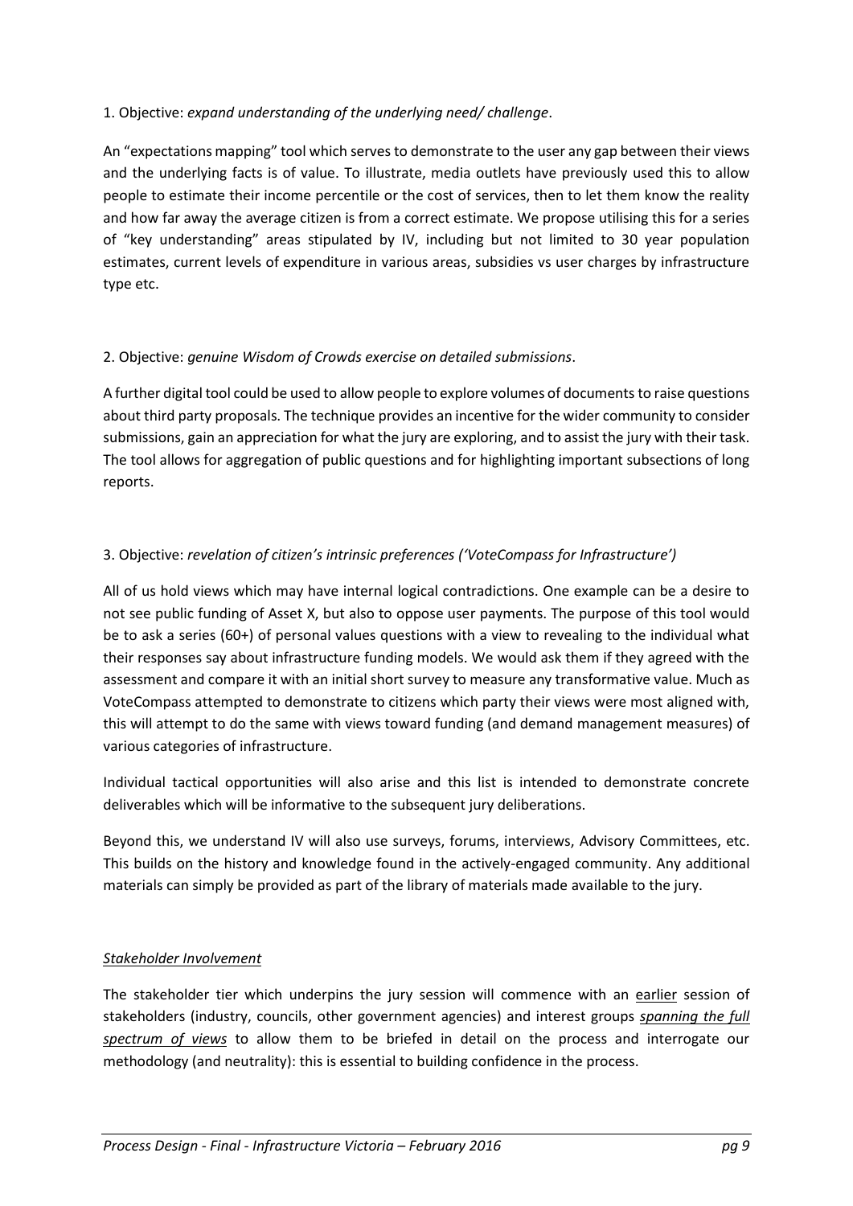1. Objective: *expand understanding of the underlying need/ challenge*.

An "expectations mapping" tool which serves to demonstrate to the user any gap between their views and the underlying facts is of value. To illustrate, media outlets have previously used this to allow people to estimate their income percentile or the cost of services, then to let them know the reality and how far away the average citizen is from a correct estimate. We propose utilising this for a series of "key understanding" areas stipulated by IV, including but not limited to 30 year population estimates, current levels of expenditure in various areas, subsidies vs user charges by infrastructure type etc.

2. Objective: *genuine Wisdom of Crowds exercise on detailed submissions*.

A further digital tool could be used to allow people to explore volumes of documents to raise questions about third party proposals. The technique provides an incentive for the wider community to consider submissions, gain an appreciation for what the jury are exploring, and to assist the jury with their task. The tool allows for aggregation of public questions and for highlighting important subsections of long reports.

3. Objective: *revelation of citizen's intrinsic preferences ('VoteCompass for Infrastructure')*

All of us hold views which may have internal logical contradictions. One example can be a desire to not see public funding of Asset X, but also to oppose user payments. The purpose of this tool would be to ask a series (60+) of personal values questions with a view to revealing to the individual what their responses say about infrastructure funding models. We would ask them if they agreed with the assessment and compare it with an initial short survey to measure any transformative value. Much as VoteCompass attempted to demonstrate to citizens which party their views were most aligned with, this will attempt to do the same with views toward funding (and demand management measures) of various categories of infrastructure.

Individual tactical opportunities will also arise and this list is intended to demonstrate concrete deliverables which will be informative to the subsequent jury deliberations.

Beyond this, we understand IV will also use surveys, forums, interviews, Advisory Committees, etc. This builds on the history and knowledge found in the actively-engaged community. Any additional materials can simply be provided as part of the library of materials made available to the jury.

*<u>Stakeholder Involvement</u>*

The stakeholder tier which underpins the jury session will commence with an <u>earlier</u> session of stakeholders (industry, councils, other government agencies) and interest groups *<u>spanning the full spectrum of views</u>* to allow them to be briefed in detail on the process and interrogate our methodology (and neutrality): this is essential to building confidence in the process.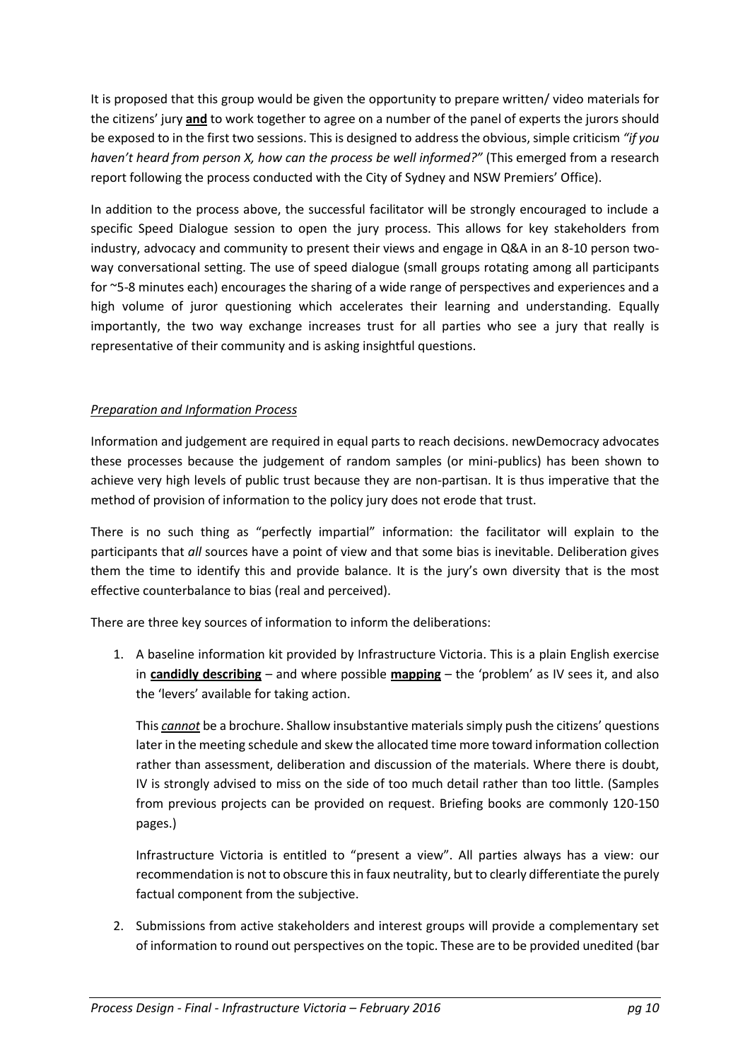It is proposed that this group would be given the opportunity to prepare written/ video materials for the citizens' jury **and** to work together to agree on a number of the panel of experts the jurors should be exposed to in the first two sessions. This is designed to address the obvious, simple criticism *"if you haven't heard from person X, how can the process be well informed?"* (This emerged from a research report following the process conducted with the City of Sydney and NSW Premiers' Office).

In addition to the process above, the successful facilitator will be strongly encouraged to include a specific Speed Dialogue session to open the jury process. This allows for key stakeholders from industry, advocacy and community to present their views and engage in Q&A in an 8-10 person two-way conversational setting. The use of speed dialogue (small groups rotating among all participants for ~5-8 minutes each) encourages the sharing of a wide range of perspectives and experiences and a high volume of juror questioning which accelerates their learning and understanding. Equally importantly, the two way exchange increases trust for all parties who see a jury that really is representative of their community and is asking insightful questions.

*Preparation and Information Process*

Information and judgement are required in equal parts to reach decisions. newDemocracy advocates these processes because the judgement of random samples (or mini-publics) has been shown to achieve very high levels of public trust because they are non-partisan. It is thus imperative that the method of provision of information to the policy jury does not erode that trust.

There is no such thing as "perfectly impartial" information: the facilitator will explain to the participants that *all* sources have a point of view and that some bias is inevitable. Deliberation gives them the time to identify this and provide balance. It is the jury's own diversity that is the most effective counterbalance to bias (real and perceived).

There are three key sources of information to inform the deliberations:

1. A baseline information kit provided by Infrastructure Victoria. This is a plain English exercise in **candidly describing** – and where possible **mapping** – the 'problem' as IV sees it, and also the 'levers' available for taking action.

   This *cannot* be a brochure. Shallow insubstantive materials simply push the citizens' questions later in the meeting schedule and skew the allocated time more toward information collection rather than assessment, deliberation and discussion of the materials. Where there is doubt, IV is strongly advised to miss on the side of too much detail rather than too little. (Samples from previous projects can be provided on request. Briefing books are commonly 120-150 pages.)

   Infrastructure Victoria is entitled to "present a view". All parties always has a view: our recommendation is not to obscure this in faux neutrality, but to clearly differentiate the purely factual component from the subjective.

2. Submissions from active stakeholders and interest groups will provide a complementary set of information to round out perspectives on the topic. These are to be provided unedited (bar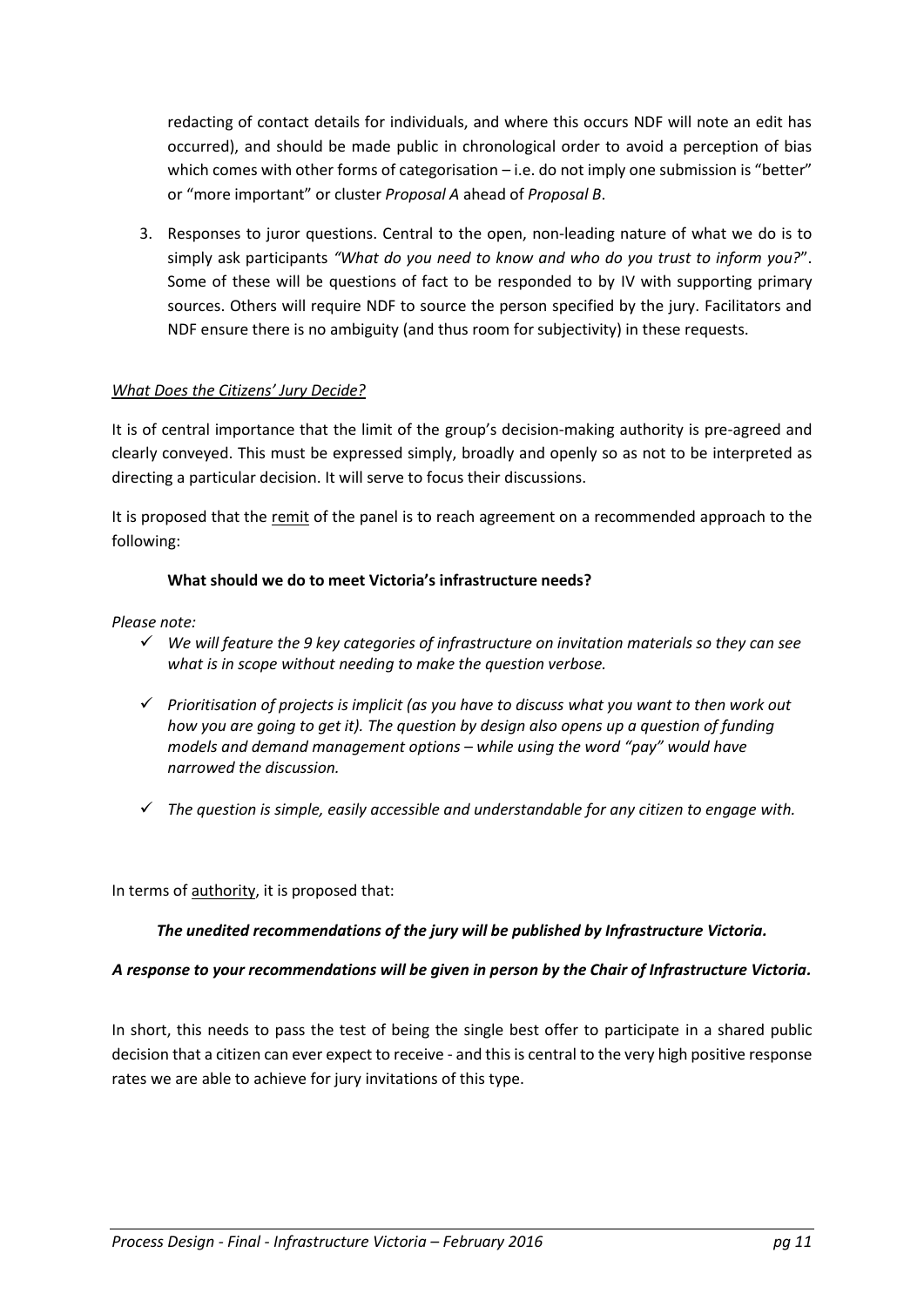redacting of contact details for individuals, and where this occurs NDF will note an edit has occurred), and should be made public in chronological order to avoid a perception of bias which comes with other forms of categorisation – i.e. do not imply one submission is "better" or "more important" or cluster *Proposal A* ahead of *Proposal B*.

3. Responses to juror questions. Central to the open, non-leading nature of what we do is to simply ask participants *"What do you need to know and who do you trust to inform you?*". Some of these will be questions of fact to be responded to by IV with supporting primary sources. Others will require NDF to source the person specified by the jury. Facilitators and NDF ensure there is no ambiguity (and thus room for subjectivity) in these requests.

*<u>What Does the Citizens' Jury Decide?</u>*

It is of central importance that the limit of the group's decision-making authority is pre-agreed and clearly conveyed. This must be expressed simply, broadly and openly so as not to be interpreted as directing a particular decision. It will serve to focus their discussions.

It is proposed that the <u>remit</u> of the panel is to reach agreement on a recommended approach to the following:

**What should we do to meet Victoria's infrastructure needs?**

*Please note:*

- ✓ *We will feature the 9 key categories of infrastructure on invitation materials so they can see what is in scope without needing to make the question verbose.*
- ✓ *Prioritisation of projects is implicit (as you have to discuss what you want to then work out how you are going to get it). The question by design also opens up a question of funding models and demand management options – while using the word "pay" would have narrowed the discussion.*
- ✓ *The question is simple, easily accessible and understandable for any citizen to engage with.*

In terms of <u>authority</u>, it is proposed that:

***The unedited recommendations of the jury will be published by Infrastructure Victoria.***

***A response to your recommendations will be given in person by the Chair of Infrastructure Victoria.***

In short, this needs to pass the test of being the single best offer to participate in a shared public decision that a citizen can ever expect to receive - and this is central to the very high positive response rates we are able to achieve for jury invitations of this type.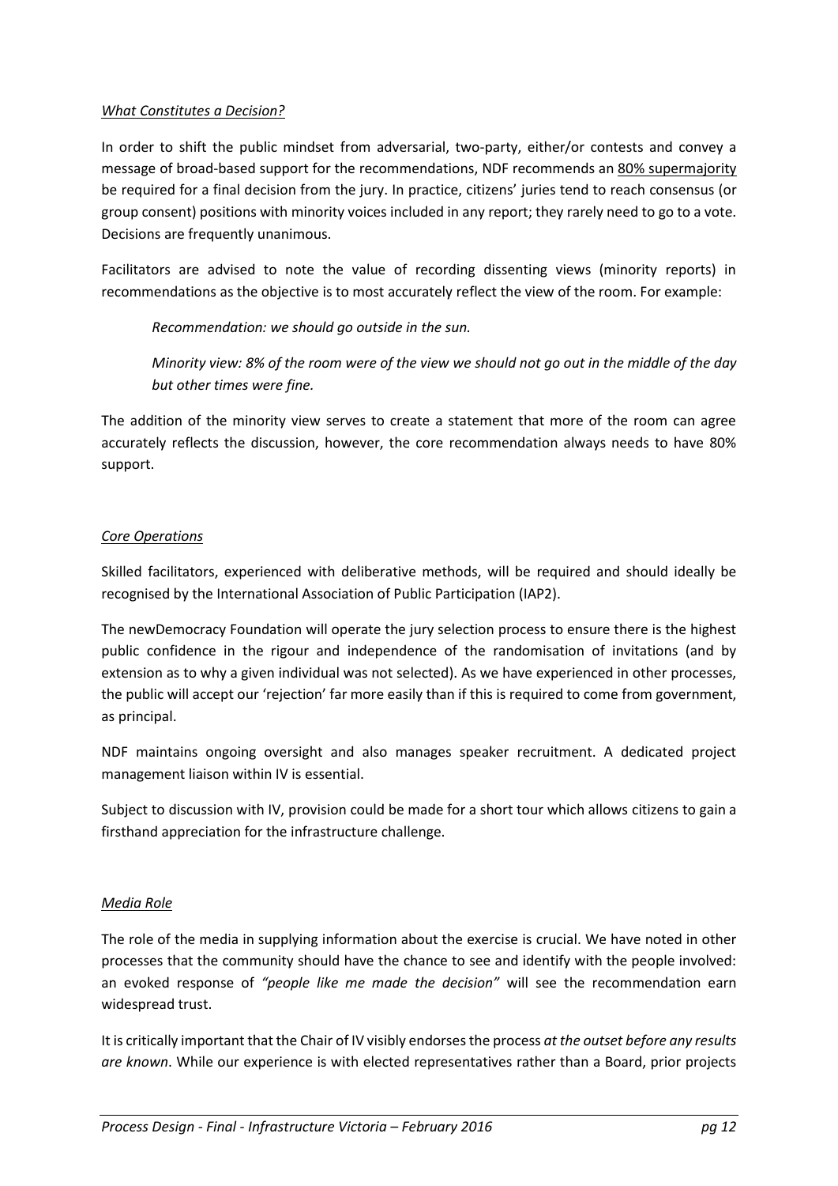*What Constitutes a Decision?*

In order to shift the public mindset from adversarial, two-party, either/or contests and convey a message of broad-based support for the recommendations, NDF recommends an 80% supermajority be required for a final decision from the jury. In practice, citizens' juries tend to reach consensus (or group consent) positions with minority voices included in any report; they rarely need to go to a vote. Decisions are frequently unanimous.

Facilitators are advised to note the value of recording dissenting views (minority reports) in recommendations as the objective is to most accurately reflect the view of the room. For example:

> *Recommendation: we should go outside in the sun.*
>
> *Minority view: 8% of the room were of the view we should not go out in the middle of the day but other times were fine.*

The addition of the minority view serves to create a statement that more of the room can agree accurately reflects the discussion, however, the core recommendation always needs to have 80% support.

*Core Operations*

Skilled facilitators, experienced with deliberative methods, will be required and should ideally be recognised by the International Association of Public Participation (IAP2).

The newDemocracy Foundation will operate the jury selection process to ensure there is the highest public confidence in the rigour and independence of the randomisation of invitations (and by extension as to why a given individual was not selected). As we have experienced in other processes, the public will accept our 'rejection' far more easily than if this is required to come from government, as principal.

NDF maintains ongoing oversight and also manages speaker recruitment. A dedicated project management liaison within IV is essential.

Subject to discussion with IV, provision could be made for a short tour which allows citizens to gain a firsthand appreciation for the infrastructure challenge.

*Media Role*

The role of the media in supplying information about the exercise is crucial. We have noted in other processes that the community should have the chance to see and identify with the people involved: an evoked response of *"people like me made the decision"* will see the recommendation earn widespread trust.

It is critically important that the Chair of IV visibly endorses the process *at the outset before any results are known*. While our experience is with elected representatives rather than a Board, prior projects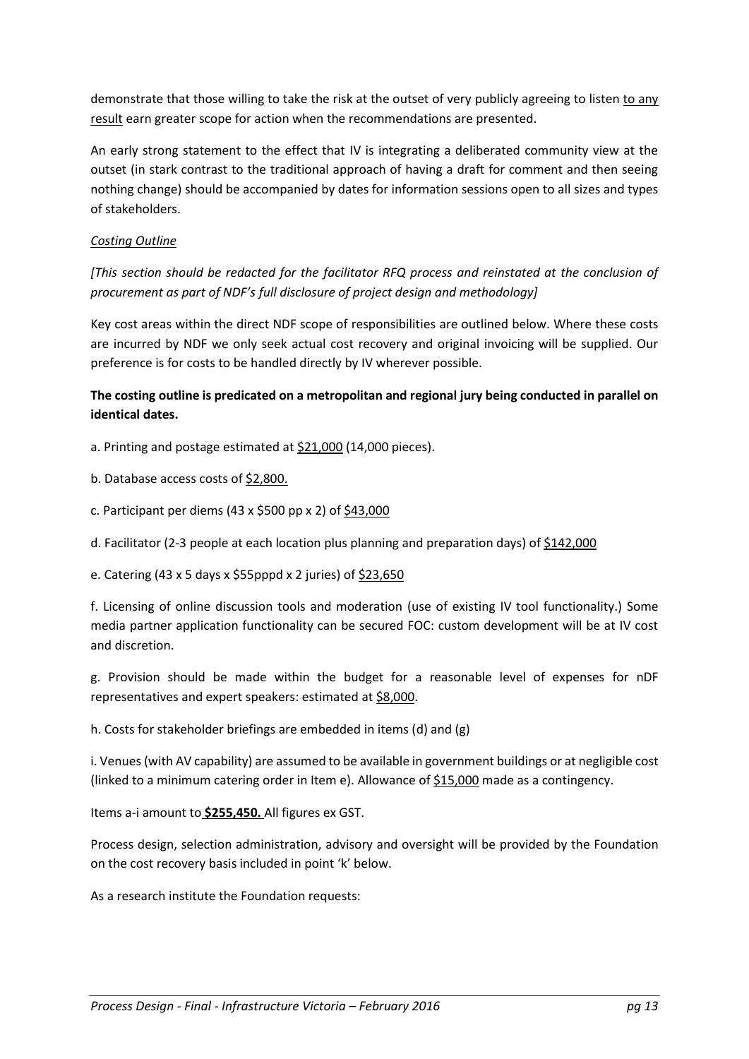demonstrate that those willing to take the risk at the outset of very publicly agreeing to listen to any result earn greater scope for action when the recommendations are presented.

An early strong statement to the effect that IV is integrating a deliberated community view at the outset (in stark contrast to the traditional approach of having a draft for comment and then seeing nothing change) should be accompanied by dates for information sessions open to all sizes and types of stakeholders.

*Costing Outline*

*[This section should be redacted for the facilitator RFQ process and reinstated at the conclusion of procurement as part of NDF's full disclosure of project design and methodology]*

Key cost areas within the direct NDF scope of responsibilities are outlined below. Where these costs are incurred by NDF we only seek actual cost recovery and original invoicing will be supplied. Our preference is for costs to be handled directly by IV wherever possible.

**The costing outline is predicated on a metropolitan and regional jury being conducted in parallel on identical dates.**

a. Printing and postage estimated at $21,000 (14,000 pieces).

b. Database access costs of $2,800.

c. Participant per diems (43 x $500 pp x 2) of $43,000

d. Facilitator (2-3 people at each location plus planning and preparation days) of $142,000

e. Catering (43 x 5 days x $55pppd x 2 juries) of $23,650

f. Licensing of online discussion tools and moderation (use of existing IV tool functionality.) Some media partner application functionality can be secured FOC: custom development will be at IV cost and discretion.

g. Provision should be made within the budget for a reasonable level of expenses for nDF representatives and expert speakers: estimated at $8,000.

h. Costs for stakeholder briefings are embedded in items (d) and (g)

i. Venues (with AV capability) are assumed to be available in government buildings or at negligible cost (linked to a minimum catering order in Item e). Allowance of $15,000 made as a contingency.

Items a-i amount to **$255,450.** All figures ex GST.

Process design, selection administration, advisory and oversight will be provided by the Foundation on the cost recovery basis included in point 'k' below.

As a research institute the Foundation requests: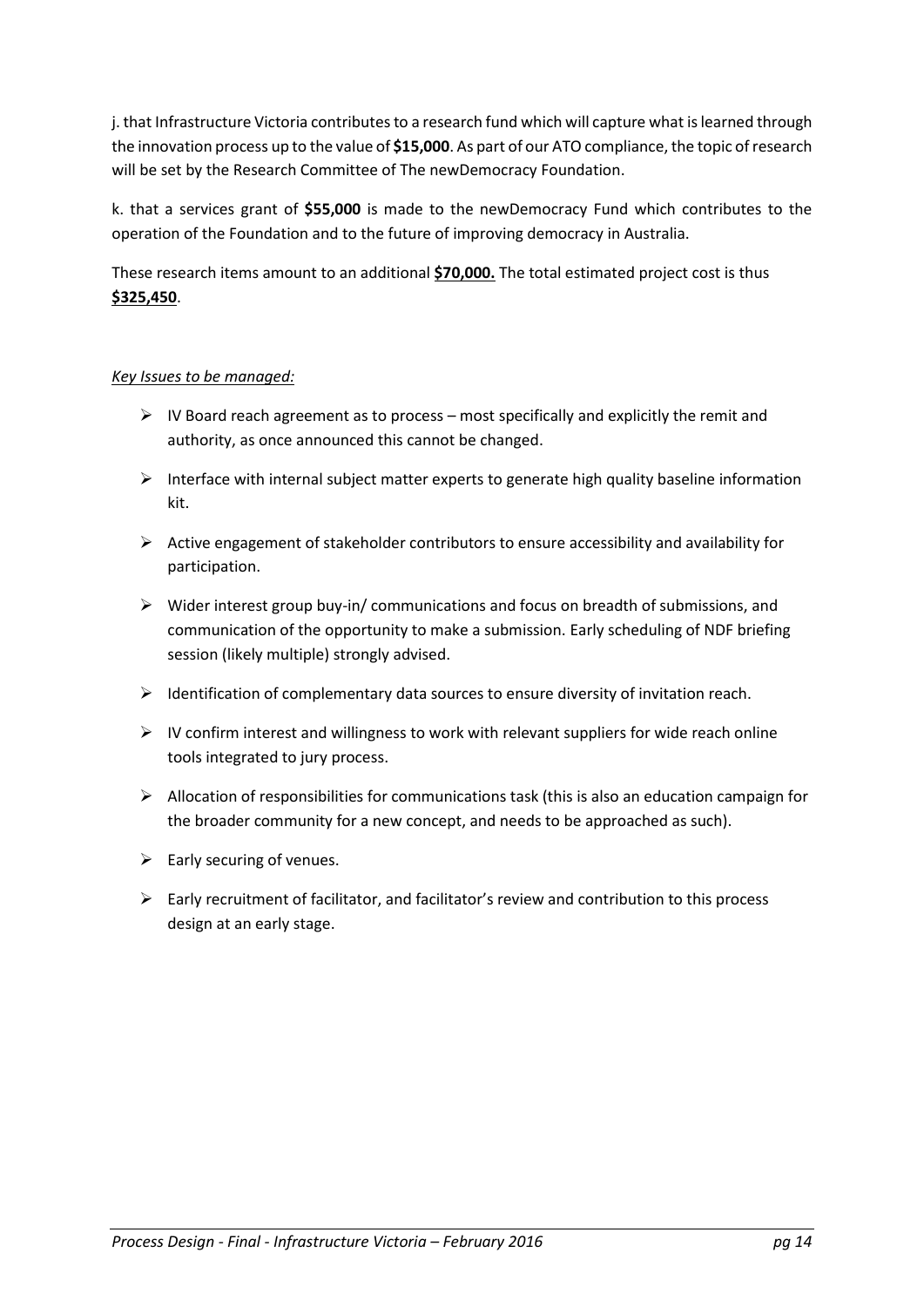j. that Infrastructure Victoria contributes to a research fund which will capture what is learned through the innovation process up to the value of **$15,000**. As part of our ATO compliance, the topic of research will be set by the Research Committee of The newDemocracy Foundation.

k. that a services grant of **$55,000** is made to the newDemocracy Fund which contributes to the operation of the Foundation and to the future of improving democracy in Australia.

These research items amount to an additional **<u>$70,000.</u>** The total estimated project cost is thus **<u>$325,450</u>**.

*<u>Key Issues to be managed:</u>*

- IV Board reach agreement as to process – most specifically and explicitly the remit and authority, as once announced this cannot be changed.
- Interface with internal subject matter experts to generate high quality baseline information kit.
- Active engagement of stakeholder contributors to ensure accessibility and availability for participation.
- Wider interest group buy-in/ communications and focus on breadth of submissions, and communication of the opportunity to make a submission. Early scheduling of NDF briefing session (likely multiple) strongly advised.
- Identification of complementary data sources to ensure diversity of invitation reach.
- IV confirm interest and willingness to work with relevant suppliers for wide reach online tools integrated to jury process.
- Allocation of responsibilities for communications task (this is also an education campaign for the broader community for a new concept, and needs to be approached as such).
- Early securing of venues.
- Early recruitment of facilitator, and facilitator's review and contribution to this process design at an early stage.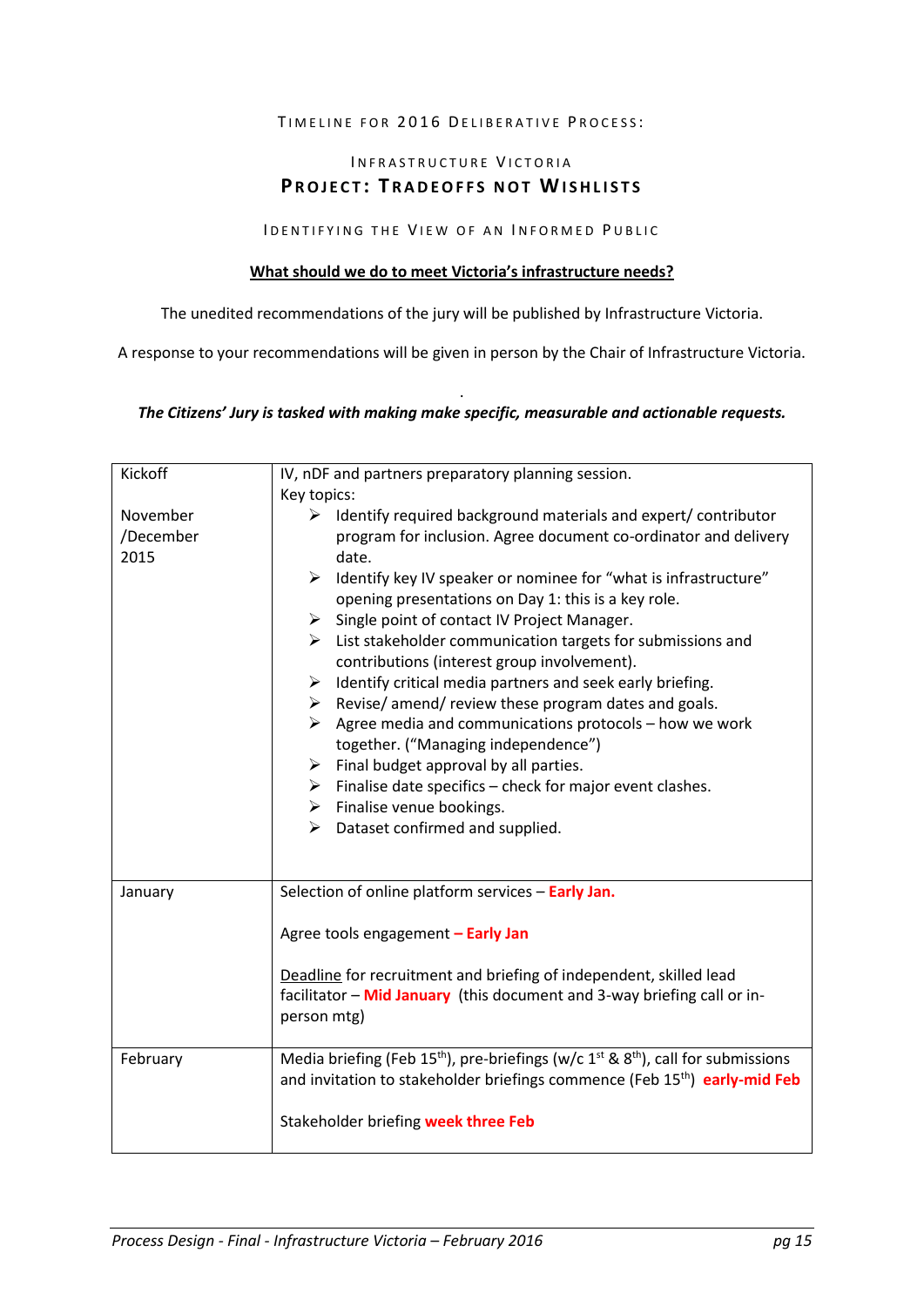TIMELINE FOR 2016 DELIBERATIVE PROCESS:

INFRASTRUCTURE VICTORIA

**PROJECT: TRADEOFFS NOT WISHLISTS**

IDENTIFYING THE VIEW OF AN INFORMED PUBLIC

**What should we do to meet Victoria's infrastructure needs?**

The unedited recommendations of the jury will be published by Infrastructure Victoria.

A response to your recommendations will be given in person by the Chair of Infrastructure Victoria.

.

***The Citizens' Jury is tasked with making make specific, measurable and actionable requests.***

| | |
|---|---|
| Kickoff<br><br>November /December 2015 | IV, nDF and partners preparatory planning session.<br>Key topics:<br>➢ Identify required background materials and expert/ contributor program for inclusion. Agree document co-ordinator and delivery date.<br>➢ Identify key IV speaker or nominee for "what is infrastructure" opening presentations on Day 1: this is a key role.<br>➢ Single point of contact IV Project Manager.<br>➢ List stakeholder communication targets for submissions and contributions (interest group involvement).<br>➢ Identify critical media partners and seek early briefing.<br>➢ Revise/ amend/ review these program dates and goals.<br>➢ Agree media and communications protocols – how we work together. ("Managing independence")<br>➢ Final budget approval by all parties.<br>➢ Finalise date specifics – check for major event clashes.<br>➢ Finalise venue bookings.<br>➢ Dataset confirmed and supplied. |
| January | Selection of online platform services – **Early Jan.**<br><br>Agree tools engagement **– Early Jan**<br><br>Deadline for recruitment and briefing of independent, skilled lead facilitator – **Mid January** (this document and 3-way briefing call or in-person mtg) |
| February | Media briefing (Feb 15th), pre-briefings (w/c 1st & 8th), call for submissions and invitation to stakeholder briefings commence (Feb 15th) **early-mid Feb**<br><br>Stakeholder briefing **week three Feb** |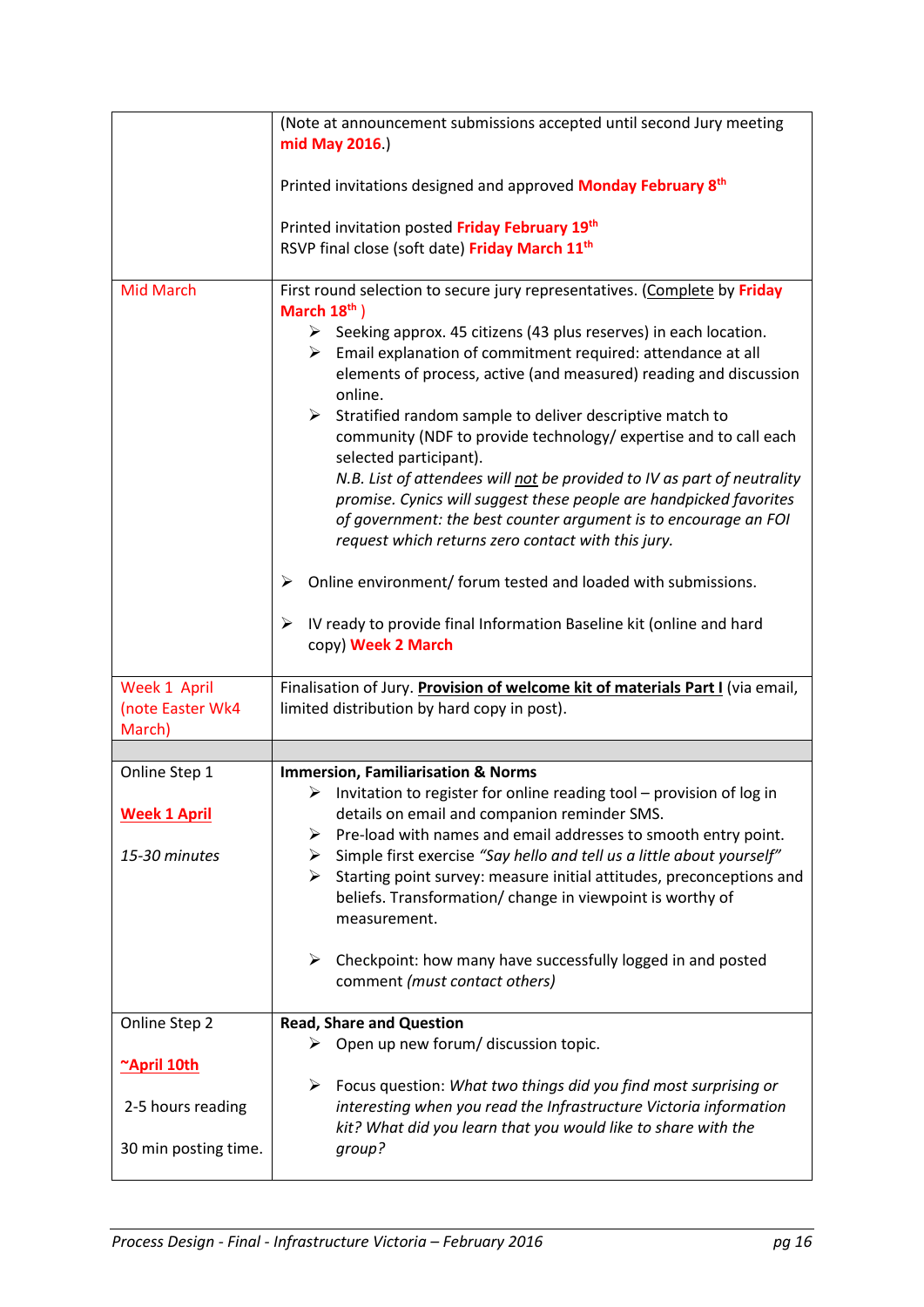| | |
|---|---|
| | (Note at announcement submissions accepted until second Jury meeting **mid May 2016**.)<br><br>Printed invitations designed and approved **Monday February 8th**<br><br>Printed invitation posted **Friday February 19th**<br>RSVP final close (soft date) **Friday March 11th** |
| Mid March | First round selection to secure jury representatives. (Complete by **Friday March 18th** )<br>➢ Seeking approx. 45 citizens (43 plus reserves) in each location.<br>➢ Email explanation of commitment required: attendance at all elements of process, active (and measured) reading and discussion online.<br>➢ Stratified random sample to deliver descriptive match to community (NDF to provide technology/ expertise and to call each selected participant).<br>*N.B. List of attendees will not be provided to IV as part of neutrality promise. Cynics will suggest these people are handpicked favorites of government: the best counter argument is to encourage an FOI request which returns zero contact with this jury.*<br><br>➢ Online environment/ forum tested and loaded with submissions.<br><br>➢ IV ready to provide final Information Baseline kit (online and hard copy) **Week 2 March** |
| Week 1 April (note Easter Wk4 March) | Finalisation of Jury. **Provision of welcome kit of materials Part I** (via email, limited distribution by hard copy in post). |
| | |
| Online Step 1<br><br>**Week 1 April**<br><br>*15-30 minutes* | **Immersion, Familiarisation & Norms**<br>➢ Invitation to register for online reading tool – provision of log in details on email and companion reminder SMS.<br>➢ Pre-load with names and email addresses to smooth entry point.<br>➢ Simple first exercise *"Say hello and tell us a little about yourself"*<br>➢ Starting point survey: measure initial attitudes, preconceptions and beliefs. Transformation/ change in viewpoint is worthy of measurement.<br><br>➢ Checkpoint: how many have successfully logged in and posted comment *(must contact others)* |
| Online Step 2<br><br>**~April 10th**<br><br>2-5 hours reading<br><br>30 min posting time. | **Read, Share and Question**<br>➢ Open up new forum/ discussion topic.<br><br>➢ Focus question: *What two things did you find most surprising or interesting when you read the Infrastructure Victoria information kit? What did you learn that you would like to share with the group?* |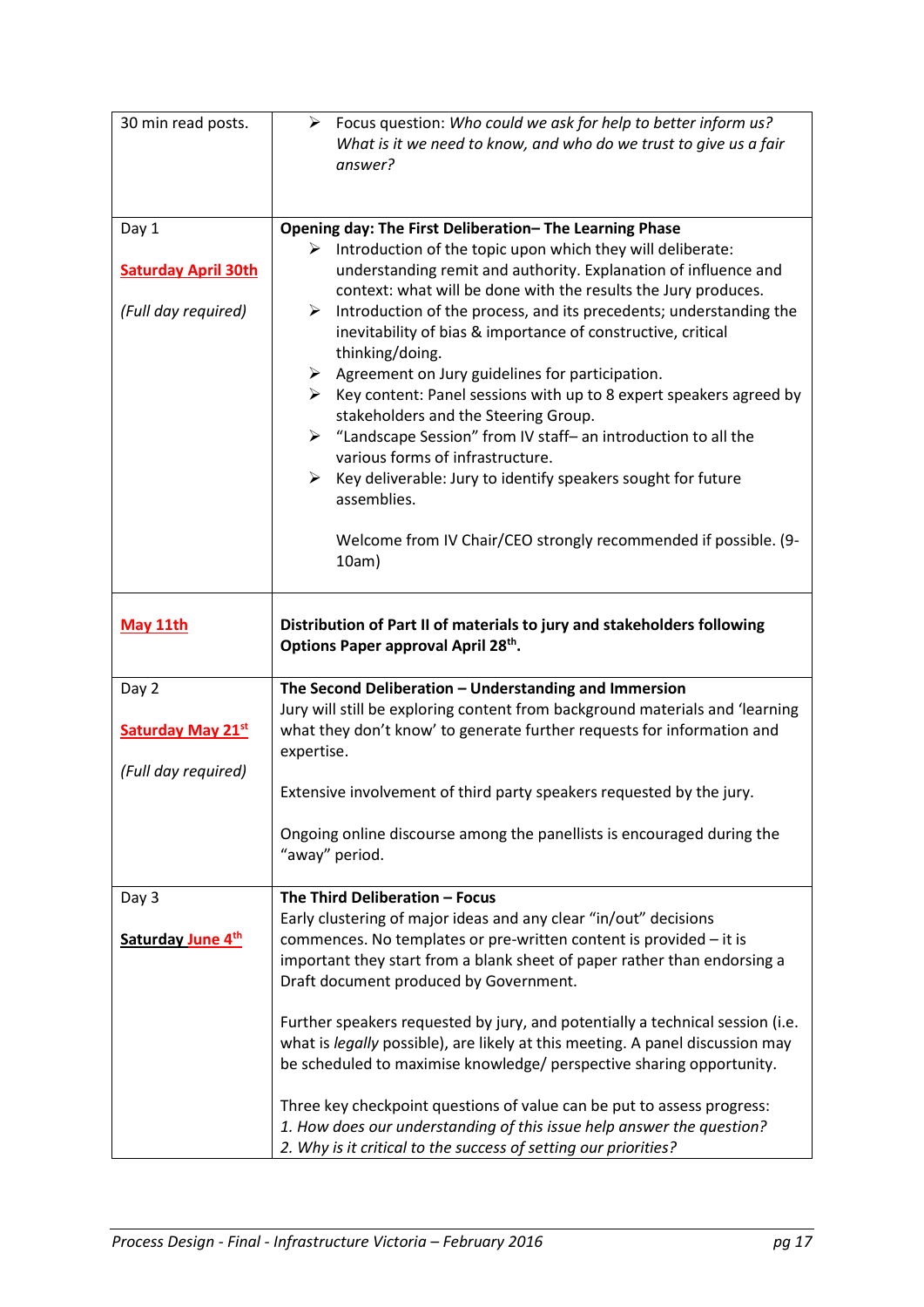| | |
|---|---|
| 30 min read posts. | ➢ Focus question: *Who could we ask for help to better inform us? What is it we need to know, and who do we trust to give us a fair answer?* |
| Day 1<br><br>**Saturday April 30th**<br><br>*(Full day required)* | **Opening day: The First Deliberation– The Learning Phase**<br>➢ Introduction of the topic upon which they will deliberate: understanding remit and authority. Explanation of influence and context: what will be done with the results the Jury produces.<br>➢ Introduction of the process, and its precedents; understanding the inevitability of bias & importance of constructive, critical thinking/doing.<br>➢ Agreement on Jury guidelines for participation.<br>➢ Key content: Panel sessions with up to 8 expert speakers agreed by stakeholders and the Steering Group.<br>➢ "Landscape Session" from IV staff– an introduction to all the various forms of infrastructure.<br>➢ Key deliverable: Jury to identify speakers sought for future assemblies.<br><br>Welcome from IV Chair/CEO strongly recommended if possible. (9-10am) |
| **May 11th** | **Distribution of Part II of materials to jury and stakeholders following Options Paper approval April 28th.** |
| Day 2<br><br>**Saturday May 21st**<br><br>*(Full day required)* | **The Second Deliberation – Understanding and Immersion**<br>Jury will still be exploring content from background materials and 'learning what they don't know' to generate further requests for information and expertise.<br><br>Extensive involvement of third party speakers requested by the jury.<br><br>Ongoing online discourse among the panellists is encouraged during the "away" period. |
| Day 3<br><br>**Saturday June 4th** | **The Third Deliberation – Focus**<br>Early clustering of major ideas and any clear "in/out" decisions commences. No templates or pre-written content is provided – it is important they start from a blank sheet of paper rather than endorsing a Draft document produced by Government.<br><br>Further speakers requested by jury, and potentially a technical session (i.e. what is *legally* possible), are likely at this meeting. A panel discussion may be scheduled to maximise knowledge/ perspective sharing opportunity.<br><br>Three key checkpoint questions of value can be put to assess progress:<br>*1. How does our understanding of this issue help answer the question?*<br>*2. Why is it critical to the success of setting our priorities?* |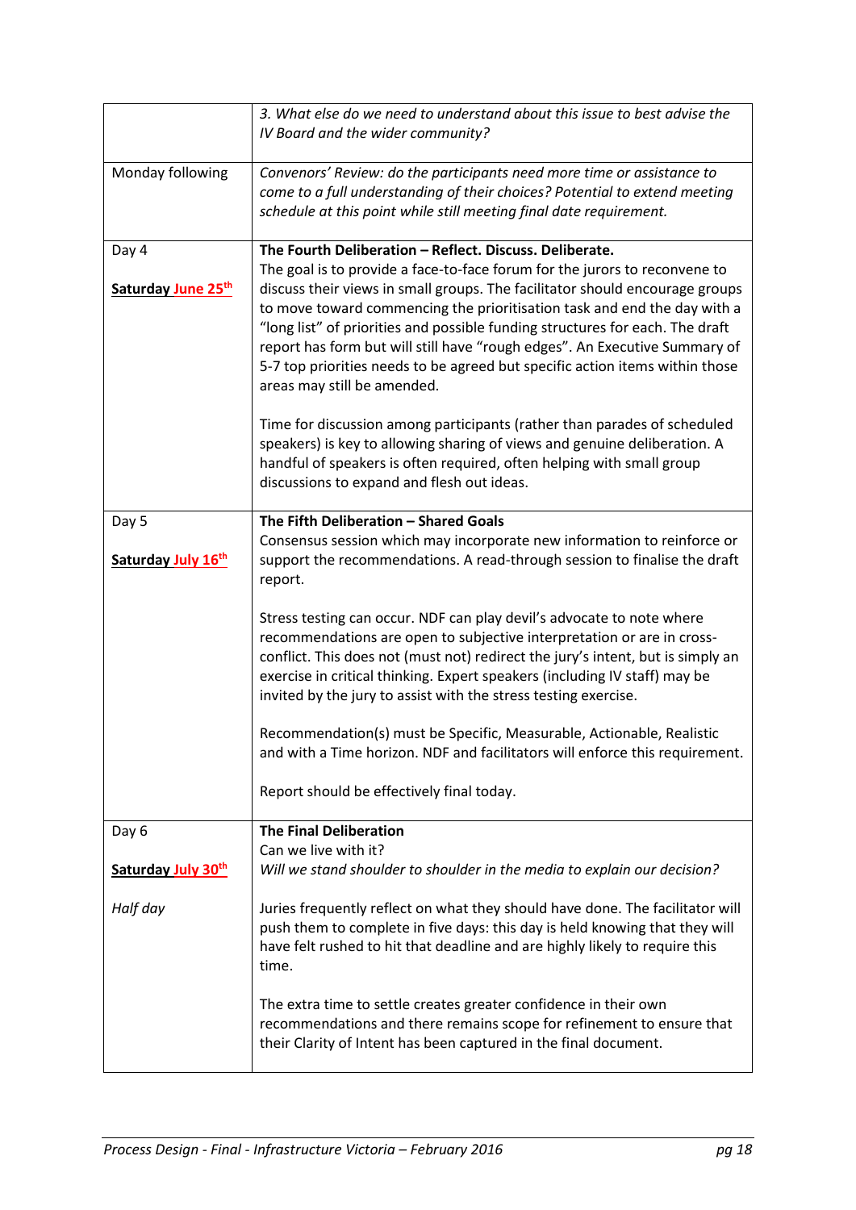| | |
|---|---|
| | *3. What else do we need to understand about this issue to best advise the IV Board and the wider community?* |
| Monday following | *Convenors' Review: do the participants need more time or assistance to come to a full understanding of their choices? Potential to extend meeting schedule at this point while still meeting final date requirement.* |
| Day 4<br><br>**Saturday June 25th** | **The Fourth Deliberation – Reflect. Discuss. Deliberate.**<br>The goal is to provide a face-to-face forum for the jurors to reconvene to discuss their views in small groups. The facilitator should encourage groups to move toward commencing the prioritisation task and end the day with a "long list" of priorities and possible funding structures for each. The draft report has form but will still have "rough edges". An Executive Summary of 5-7 top priorities needs to be agreed but specific action items within those areas may still be amended.<br><br>Time for discussion among participants (rather than parades of scheduled speakers) is key to allowing sharing of views and genuine deliberation. A handful of speakers is often required, often helping with small group discussions to expand and flesh out ideas. |
| Day 5<br><br>**Saturday July 16th** | **The Fifth Deliberation – Shared Goals**<br>Consensus session which may incorporate new information to reinforce or support the recommendations. A read-through session to finalise the draft report.<br><br>Stress testing can occur. NDF can play devil's advocate to note where recommendations are open to subjective interpretation or are in cross-conflict. This does not (must not) redirect the jury's intent, but is simply an exercise in critical thinking. Expert speakers (including IV staff) may be invited by the jury to assist with the stress testing exercise.<br><br>Recommendation(s) must be Specific, Measurable, Actionable, Realistic and with a Time horizon. NDF and facilitators will enforce this requirement.<br><br>Report should be effectively final today. |
| Day 6<br><br>**Saturday July 30th**<br><br>*Half day* | **The Final Deliberation**<br>Can we live with it?<br>*Will we stand shoulder to shoulder in the media to explain our decision?*<br><br>Juries frequently reflect on what they should have done. The facilitator will push them to complete in five days: this day is held knowing that they will have felt rushed to hit that deadline and are highly likely to require this time.<br><br>The extra time to settle creates greater confidence in their own recommendations and there remains scope for refinement to ensure that their Clarity of Intent has been captured in the final document. |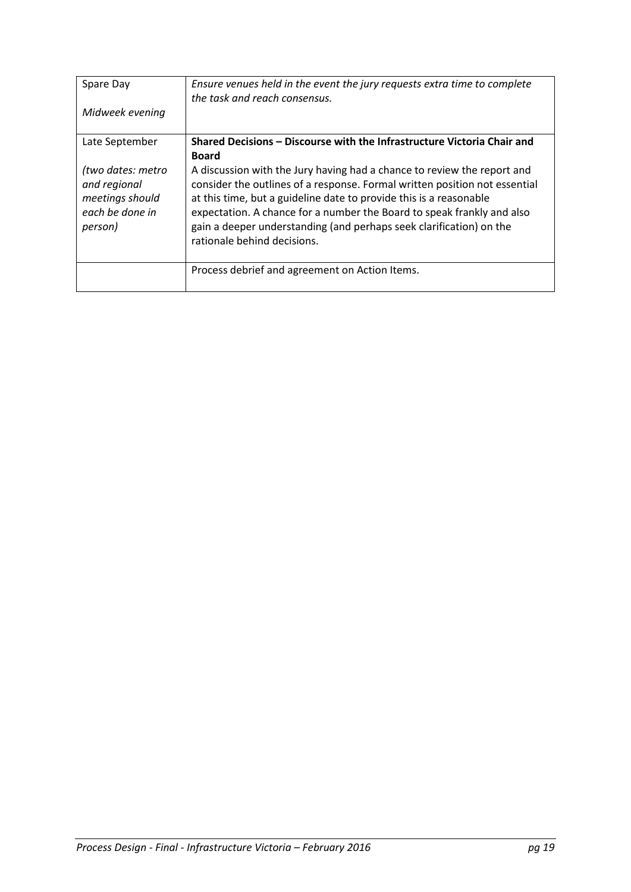| | |
|---|---|
| Spare Day<br><br>*Midweek evening* | *Ensure venues held in the event the jury requests extra time to complete the task and reach consensus.* |
| Late September<br><br>*(two dates: metro and regional meetings should each be done in person)* | **Shared Decisions – Discourse with the Infrastructure Victoria Chair and Board**<br>A discussion with the Jury having had a chance to review the report and consider the outlines of a response. Formal written position not essential at this time, but a guideline date to provide this is a reasonable expectation. A chance for a number the Board to speak frankly and also gain a deeper understanding (and perhaps seek clarification) on the rationale behind decisions. |
| | Process debrief and agreement on Action Items. |